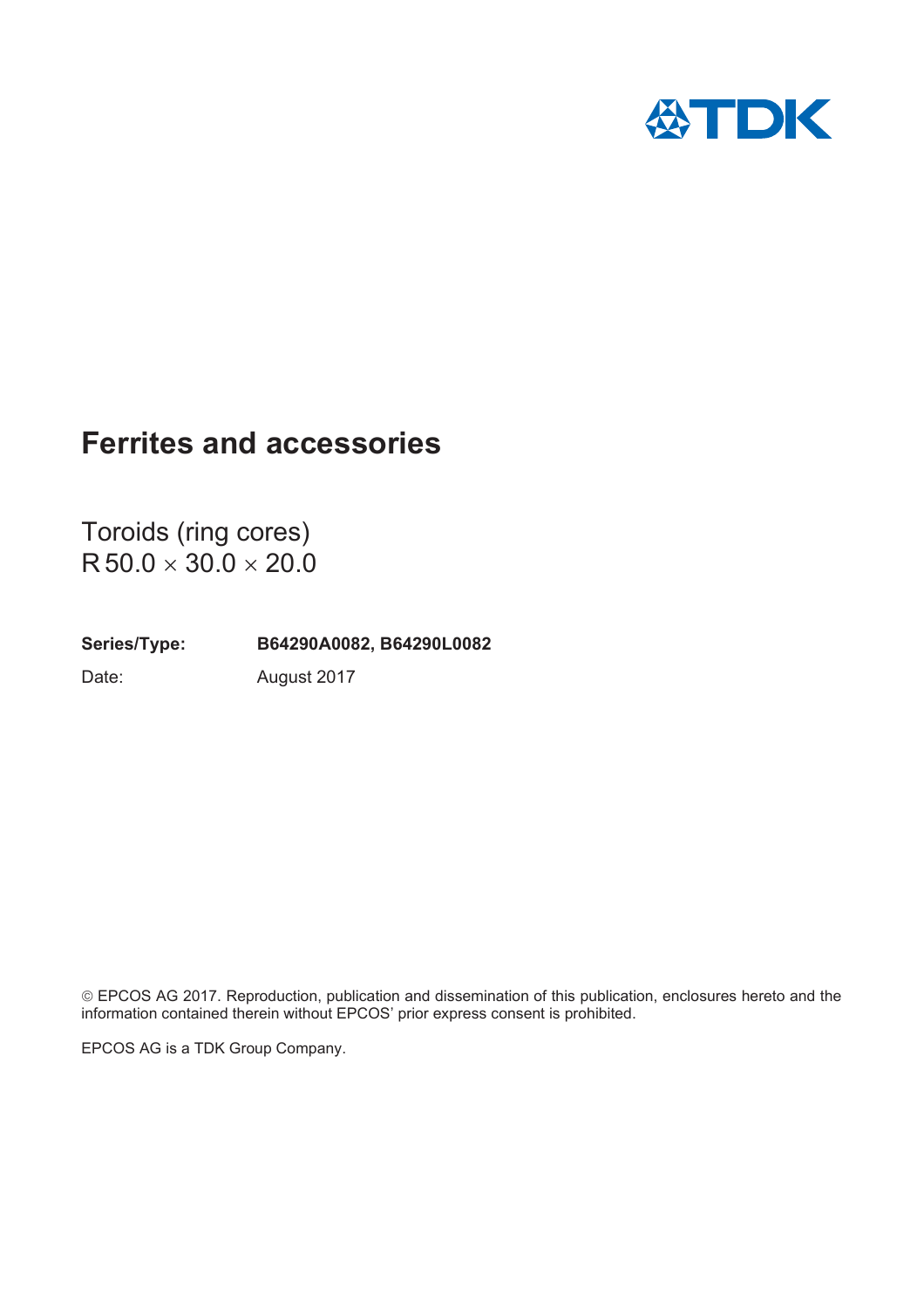# Ferrites and accessories

Toroids (ring cores)
R 50.0 × 30.0 × 20.0

**Series/Type:** **B64290A0082, B64290L0082**

Date: August 2017

© EPCOS AG 2017. Reproduction, publication and dissemination of this publication, enclosures hereto and the information contained therein without EPCOS' prior express consent is prohibited.

EPCOS AG is a TDK Group Company.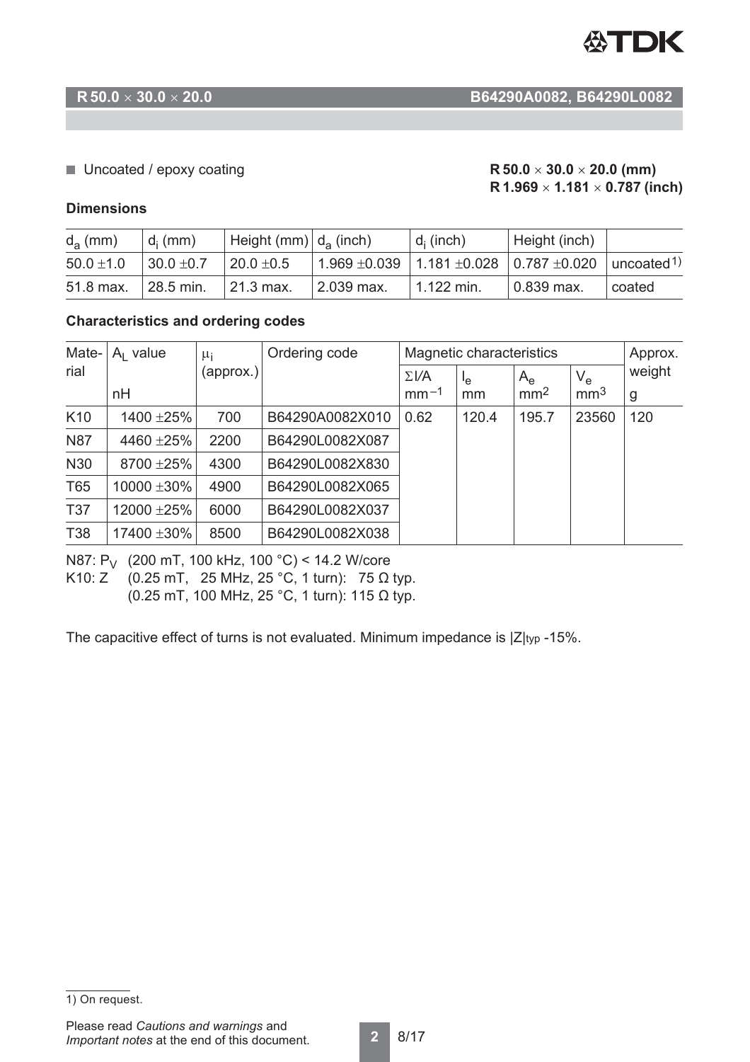## R 50.0 × 30.0 × 20.0 — B64290A0082, B64290L0082

- Uncoated / epoxy coating

**R 50.0 × 30.0 × 20.0 (mm)**
**R 1.969 × 1.181 × 0.787 (inch)**

### Dimensions

| $d_a$ (mm) | $d_i$ (mm) | Height (mm) | $d_a$ (inch) | $d_i$ (inch) | Height (inch) | |
|---|---|---|---|---|---|---|
| 50.0 ±1.0 | 30.0 ±0.7 | 20.0 ±0.5 | 1.969 ±0.039 | 1.181 ±0.028 | 0.787 ±0.020 | uncoated[1)] |
| 51.8 max. | 28.5 min. | 21.3 max. | 2.039 max. | 1.122 min. | 0.839 max. | coated |

### Characteristics and ordering codes

| Material | $A_L$ value nH | $\mu_i$ (approx.) | Ordering code | Magnetic characteristics | | | | Approx. weight g |
|---|---|---|---|---|---|---|---|---|
| | | | | $\Sigma l/A$ $mm^{-1}$ | $l_e$ mm | $A_e$ $mm^2$ | $V_e$ $mm^3$ | |
| K10 | 1400 ±25% | 700 | B64290A0082X010 | 0.62 | 120.4 | 195.7 | 23560 | 120 |
| N87 | 4460 ±25% | 2200 | B64290L0082X087 | | | | | |
| N30 | 8700 ±25% | 4300 | B64290L0082X830 | | | | | |
| T65 | 10000 ±30% | 4900 | B64290L0082X065 | | | | | |
| T37 | 12000 ±25% | 6000 | B64290L0082X037 | | | | | |
| T38 | 17400 ±30% | 8500 | B64290L0082X038 | | | | | |

N87: $P_V$ (200 mT, 100 kHz, 100 °C) < 14.2 W/core
K10: Z (0.25 mT, 25 MHz, 25 °C, 1 turn): 75 Ω typ.
(0.25 mT, 100 MHz, 25 °C, 1 turn): 115 Ω typ.

The capacitive effect of turns is not evaluated. Minimum impedance is $|Z|_{typ}$ -15%.

1) On request.

Please read *Cautions and warnings* and *Important notes* at the end of this document.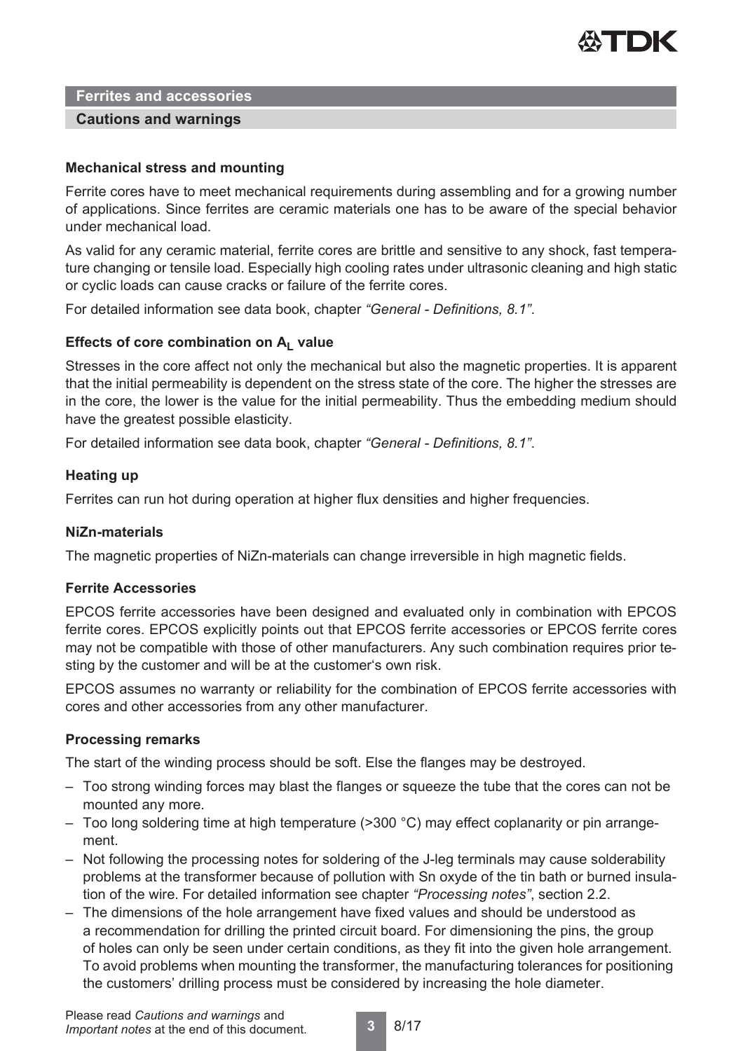## Ferrites and accessories

### Cautions and warnings

**Mechanical stress and mounting**

Ferrite cores have to meet mechanical requirements during assembling and for a growing number of applications. Since ferrites are ceramic materials one has to be aware of the special behavior under mechanical load.

As valid for any ceramic material, ferrite cores are brittle and sensitive to any shock, fast temperature changing or tensile load. Especially high cooling rates under ultrasonic cleaning and high static or cyclic loads can cause cracks or failure of the ferrite cores.

For detailed information see data book, chapter *"General - Definitions, 8.1"*.

**Effects of core combination on $A_L$ value**

Stresses in the core affect not only the mechanical but also the magnetic properties. It is apparent that the initial permeability is dependent on the stress state of the core. The higher the stresses are in the core, the lower is the value for the initial permeability. Thus the embedding medium should have the greatest possible elasticity.

For detailed information see data book, chapter *"General - Definitions, 8.1"*.

**Heating up**

Ferrites can run hot during operation at higher flux densities and higher frequencies.

**NiZn-materials**

The magnetic properties of NiZn-materials can change irreversible in high magnetic fields.

**Ferrite Accessories**

EPCOS ferrite accessories have been designed and evaluated only in combination with EPCOS ferrite cores. EPCOS explicitly points out that EPCOS ferrite accessories or EPCOS ferrite cores may not be compatible with those of other manufacturers. Any such combination requires prior testing by the customer and will be at the customer's own risk.

EPCOS assumes no warranty or reliability for the combination of EPCOS ferrite accessories with cores and other accessories from any other manufacturer.

**Processing remarks**

The start of the winding process should be soft. Else the flanges may be destroyed.

- Too strong winding forces may blast the flanges or squeeze the tube that the cores can not be mounted any more.
- Too long soldering time at high temperature (>300 °C) may effect coplanarity or pin arrangement.
- Not following the processing notes for soldering of the J-leg terminals may cause solderability problems at the transformer because of pollution with Sn oxyde of the tin bath or burned insulation of the wire. For detailed information see chapter *"Processing notes"*, section 2.2.
- The dimensions of the hole arrangement have fixed values and should be understood as a recommendation for drilling the printed circuit board. For dimensioning the pins, the group of holes can only be seen under certain conditions, as they fit into the given hole arrangement. To avoid problems when mounting the transformer, the manufacturing tolerances for positioning the customers' drilling process must be considered by increasing the hole diameter.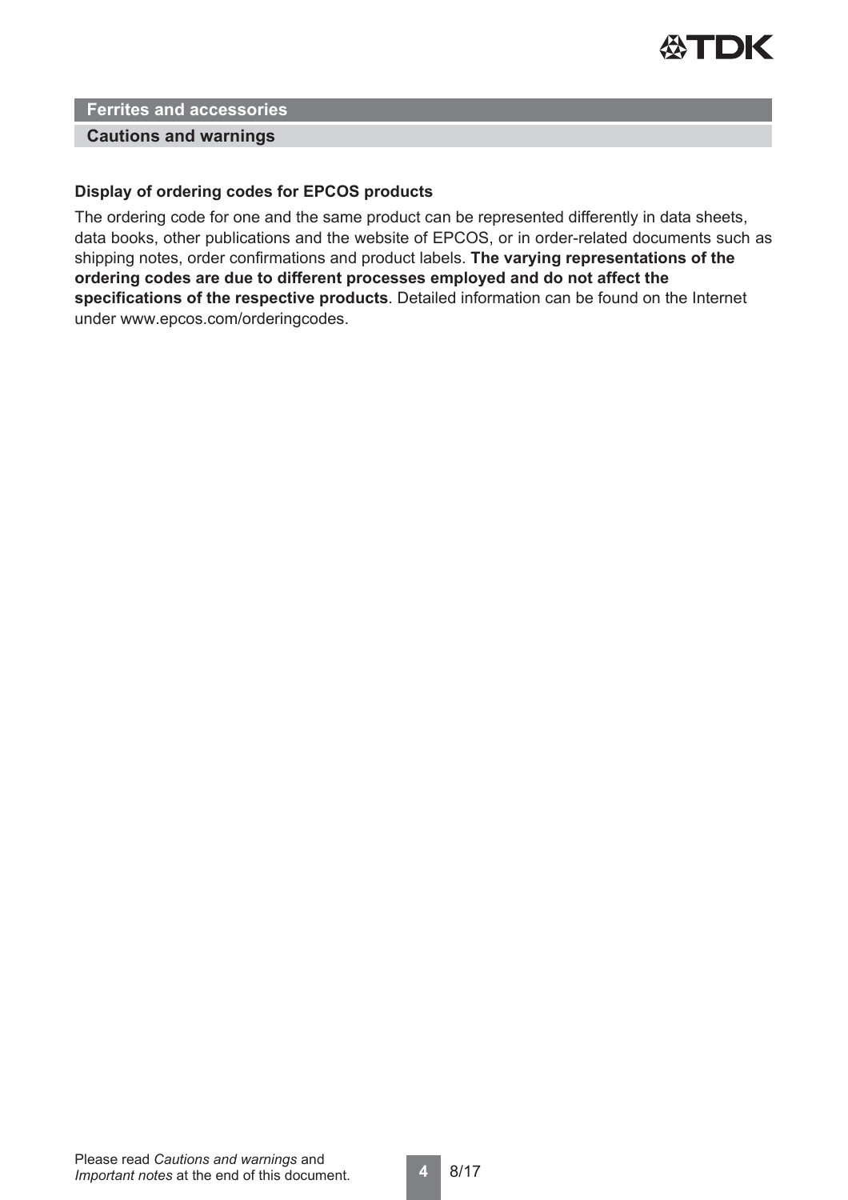## Ferrites and accessories

### Cautions and warnings

**Display of ordering codes for EPCOS products**

The ordering code for one and the same product can be represented differently in data sheets, data books, other publications and the website of EPCOS, or in order-related documents such as shipping notes, order confirmations and product labels. **The varying representations of the ordering codes are due to different processes employed and do not affect the specifications of the respective products**. Detailed information can be found on the Internet under www.epcos.com/orderingcodes.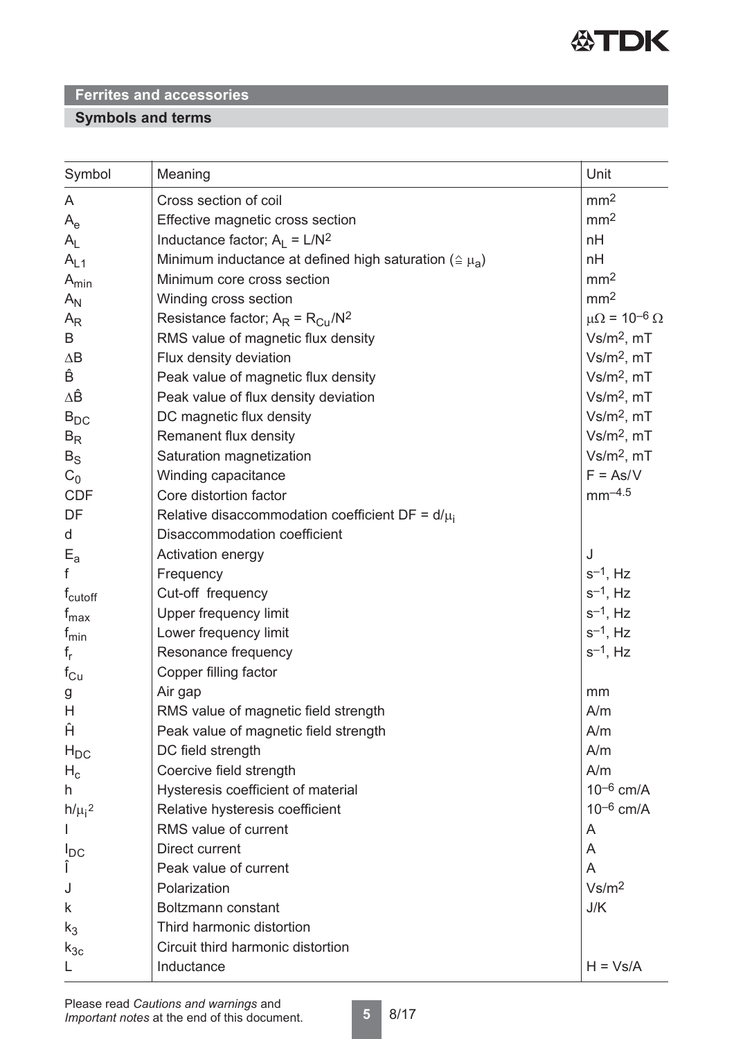## Ferrites and accessories

### Symbols and terms

| Symbol | Meaning | Unit |
|---|---|---|
| $A$ | Cross section of coil | $mm^2$ |
| $A_e$ | Effective magnetic cross section | $mm^2$ |
| $A_L$ | Inductance factor; $A_L = L/N^2$ | nH |
| $A_{L1}$ | Minimum inductance at defined high saturation ($\triangleq \mu_a$) | nH |
| $A_{min}$ | Minimum core cross section | $mm^2$ |
| $A_N$ | Winding cross section | $mm^2$ |
| $A_R$ | Resistance factor; $A_R = R_{Cu}/N^2$ | $\mu\Omega = 10^{-6}\ \Omega$ |
| $B$ | RMS value of magnetic flux density | $Vs/m^2$, mT |
| $\Delta B$ | Flux density deviation | $Vs/m^2$, mT |
| $\hat{B}$ | Peak value of magnetic flux density | $Vs/m^2$, mT |
| $\Delta\hat{B}$ | Peak value of flux density deviation | $Vs/m^2$, mT |
| $B_{DC}$ | DC magnetic flux density | $Vs/m^2$, mT |
| $B_R$ | Remanent flux density | $Vs/m^2$, mT |
| $B_S$ | Saturation magnetization | $Vs/m^2$, mT |
| $C_0$ | Winding capacitance | F = As/V |
| CDF | Core distortion factor | $mm^{-4.5}$ |
| DF | Relative disaccommodation coefficient $DF = d/\mu_i$ | |
| d | Disaccommodation coefficient | |
| $E_a$ | Activation energy | J |
| f | Frequency | $s^{-1}$, Hz |
| $f_{cutoff}$ | Cut-off frequency | $s^{-1}$, Hz |
| $f_{max}$ | Upper frequency limit | $s^{-1}$, Hz |
| $f_{min}$ | Lower frequency limit | $s^{-1}$, Hz |
| $f_r$ | Resonance frequency | $s^{-1}$, Hz |
| $f_{Cu}$ | Copper filling factor | |
| g | Air gap | mm |
| H | RMS value of magnetic field strength | A/m |
| $\hat{H}$ | Peak value of magnetic field strength | A/m |
| $H_{DC}$ | DC field strength | A/m |
| $H_c$ | Coercive field strength | A/m |
| h | Hysteresis coefficient of material | $10^{-6}$ cm/A |
| $h/\mu_i^2$ | Relative hysteresis coefficient | $10^{-6}$ cm/A |
| I | RMS value of current | A |
| $I_{DC}$ | Direct current | A |
| $\hat{I}$ | Peak value of current | A |
| J | Polarization | $Vs/m^2$ |
| k | Boltzmann constant | J/K |
| $k_3$ | Third harmonic distortion | |
| $k_{3c}$ | Circuit third harmonic distortion | |
| L | Inductance | H = Vs/A |

Please read *Cautions and warnings* and *Important notes* at the end of this document.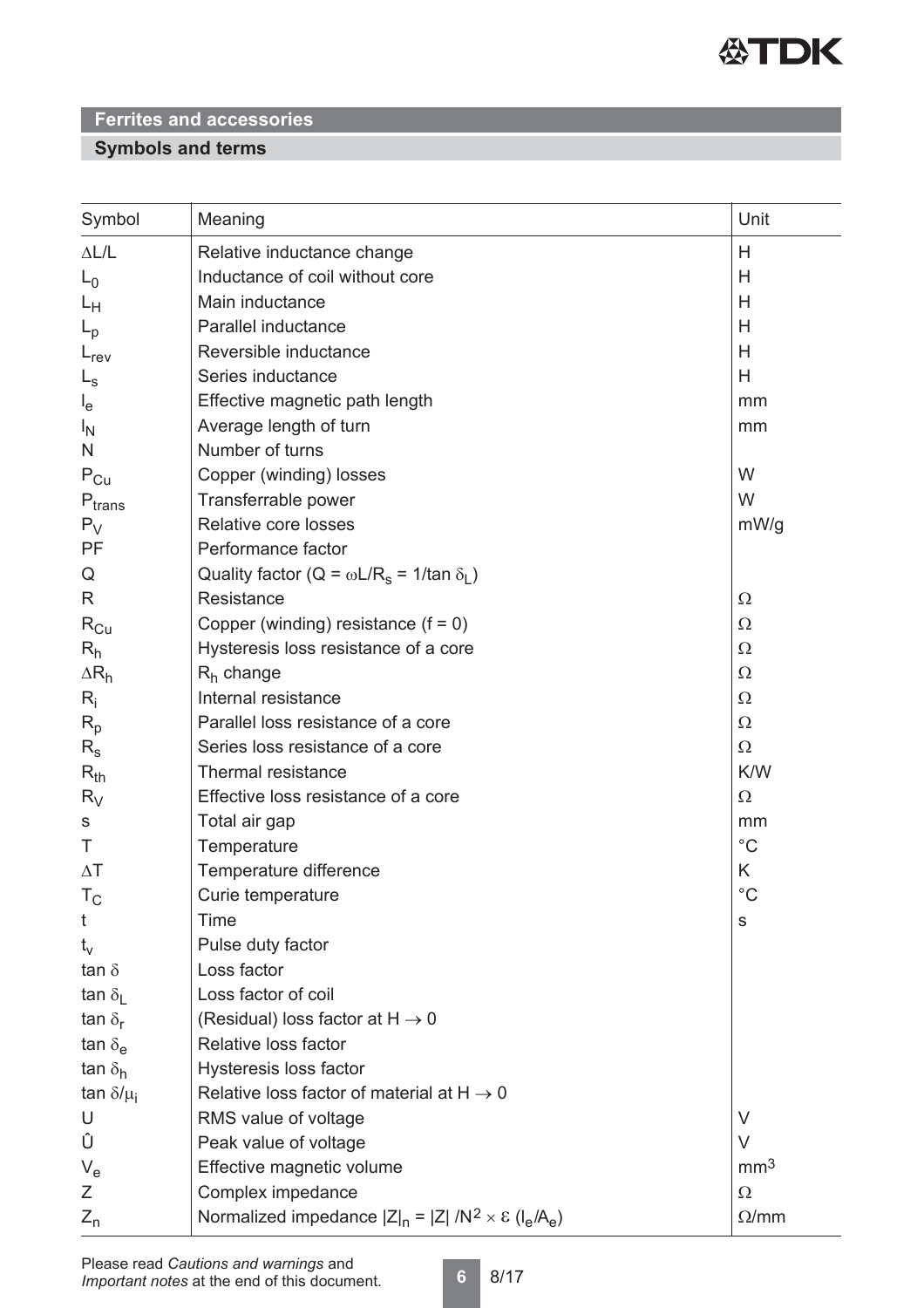## Ferrites and accessories

### Symbols and terms

| Symbol | Meaning | Unit |
|---|---|---|
| $\Delta L/L$ | Relative inductance change | H |
| $L_0$ | Inductance of coil without core | H |
| $L_H$ | Main inductance | H |
| $L_p$ | Parallel inductance | H |
| $L_{rev}$ | Reversible inductance | H |
| $L_s$ | Series inductance | H |
| $l_e$ | Effective magnetic path length | mm |
| $l_N$ | Average length of turn | mm |
| N | Number of turns | |
| $P_{Cu}$ | Copper (winding) losses | W |
| $P_{trans}$ | Transferrable power | W |
| $P_V$ | Relative core losses | mW/g |
| PF | Performance factor | |
| Q | Quality factor ($Q = \omega L/R_s = 1/\tan \delta_L$) | |
| R | Resistance | $\Omega$ |
| $R_{Cu}$ | Copper (winding) resistance (f = 0) | $\Omega$ |
| $R_h$ | Hysteresis loss resistance of a core | $\Omega$ |
| $\Delta R_h$ | $R_h$ change | $\Omega$ |
| $R_i$ | Internal resistance | $\Omega$ |
| $R_p$ | Parallel loss resistance of a core | $\Omega$ |
| $R_s$ | Series loss resistance of a core | $\Omega$ |
| $R_{th}$ | Thermal resistance | K/W |
| $R_V$ | Effective loss resistance of a core | $\Omega$ |
| s | Total air gap | mm |
| T | Temperature | °C |
| $\Delta T$ | Temperature difference | K |
| $T_C$ | Curie temperature | °C |
| t | Time | s |
| $t_v$ | Pulse duty factor | |
| $\tan \delta$ | Loss factor | |
| $\tan \delta_L$ | Loss factor of coil | |
| $\tan \delta_r$ | (Residual) loss factor at $H \rightarrow 0$ | |
| $\tan \delta_e$ | Relative loss factor | |
| $\tan \delta_h$ | Hysteresis loss factor | |
| $\tan \delta/\mu_i$ | Relative loss factor of material at $H \rightarrow 0$ | |
| U | RMS value of voltage | V |
| $\hat{U}$ | Peak value of voltage | V |
| $V_e$ | Effective magnetic volume | $mm^3$ |
| Z | Complex impedance | $\Omega$ |
| $Z_n$ | Normalized impedance $\lvert Z\rvert_n = \lvert Z\rvert / N^2 \times \varepsilon \, (l_e/A_e)$ | $\Omega$/mm |

Please read *Cautions and warnings* and *Important notes* at the end of this document.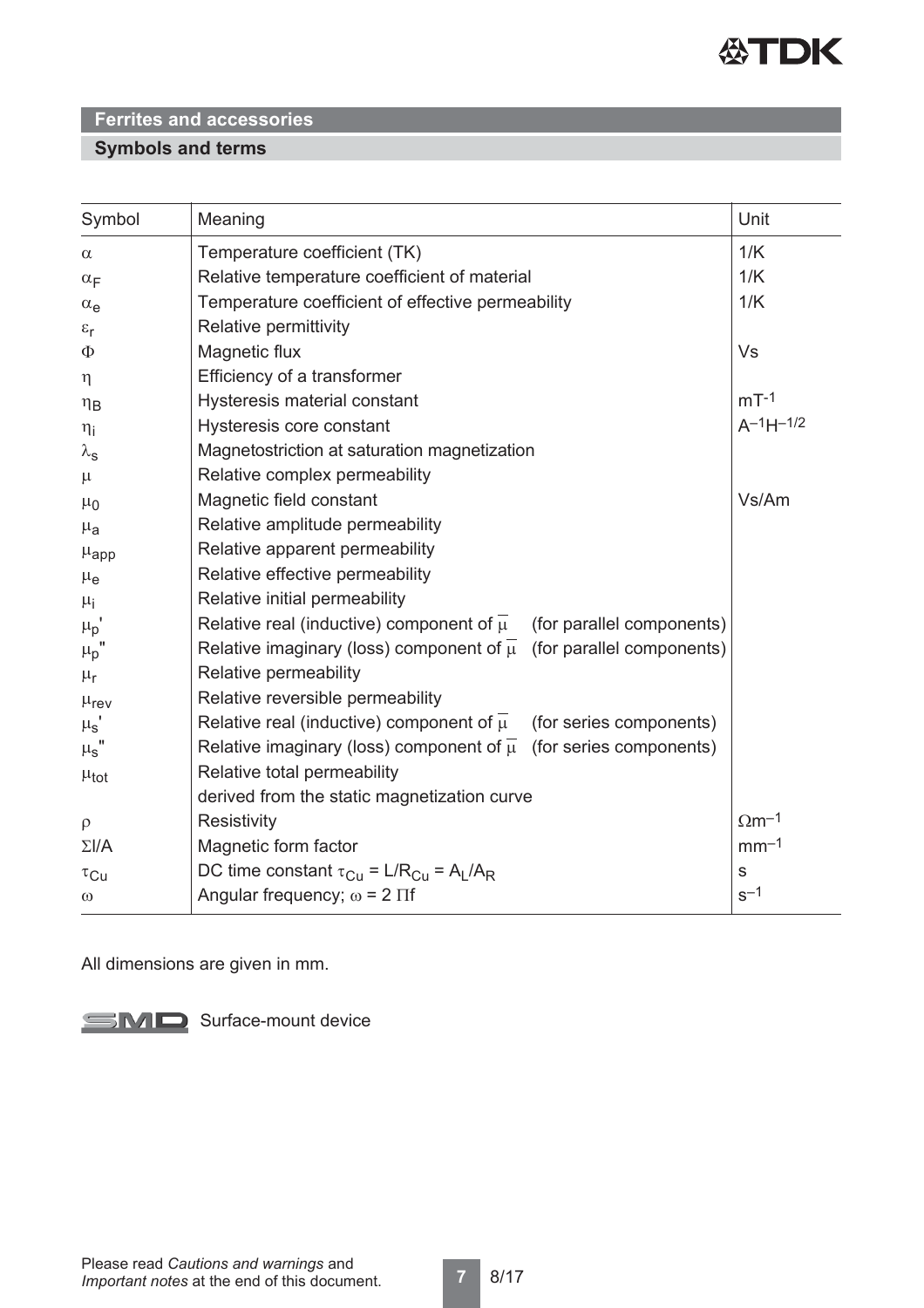## Ferrites and accessories

### Symbols and terms

| Symbol | Meaning | Unit |
|---|---|---|
| $\alpha$ | Temperature coefficient (TK) | 1/K |
| $\alpha_F$ | Relative temperature coefficient of material | 1/K |
| $\alpha_e$ | Temperature coefficient of effective permeability | 1/K |
| $\varepsilon_r$ | Relative permittivity | |
| $\Phi$ | Magnetic flux | Vs |
| $\eta$ | Efficiency of a transformer | |
| $\eta_B$ | Hysteresis material constant | $mT^{-1}$ |
| $\eta_i$ | Hysteresis core constant | $A^{-1}H^{-1/2}$ |
| $\lambda_s$ | Magnetostriction at saturation magnetization | |
| $\mu$ | Relative complex permeability | |
| $\mu_0$ | Magnetic field constant | Vs/Am |
| $\mu_a$ | Relative amplitude permeability | |
| $\mu_{app}$ | Relative apparent permeability | |
| $\mu_e$ | Relative effective permeability | |
| $\mu_i$ | Relative initial permeability | |
| $\mu_p'$ | Relative real (inductive) component of $\overline{\mu}$ (for parallel components) | |
| $\mu_p''$ | Relative imaginary (loss) component of $\overline{\mu}$ (for parallel components) | |
| $\mu_r$ | Relative permeability | |
| $\mu_{rev}$ | Relative reversible permeability | |
| $\mu_s'$ | Relative real (inductive) component of $\overline{\mu}$ (for series components) | |
| $\mu_s''$ | Relative imaginary (loss) component of $\overline{\mu}$ (for series components) | |
| $\mu_{tot}$ | Relative total permeability derived from the static magnetization curve | |
| $\rho$ | Resistivity | $\Omega m^{-1}$ |
| $\Sigma l/A$ | Magnetic form factor | $mm^{-1}$ |
| $\tau_{Cu}$ | DC time constant $\tau_{Cu} = L/R_{Cu} = A_L/A_R$ | s |
| $\omega$ | Angular frequency; $\omega = 2\,\Pi f$ | $s^{-1}$ |

All dimensions are given in mm.

SMD Surface-mount device

Please read *Cautions and warnings* and *Important notes* at the end of this document.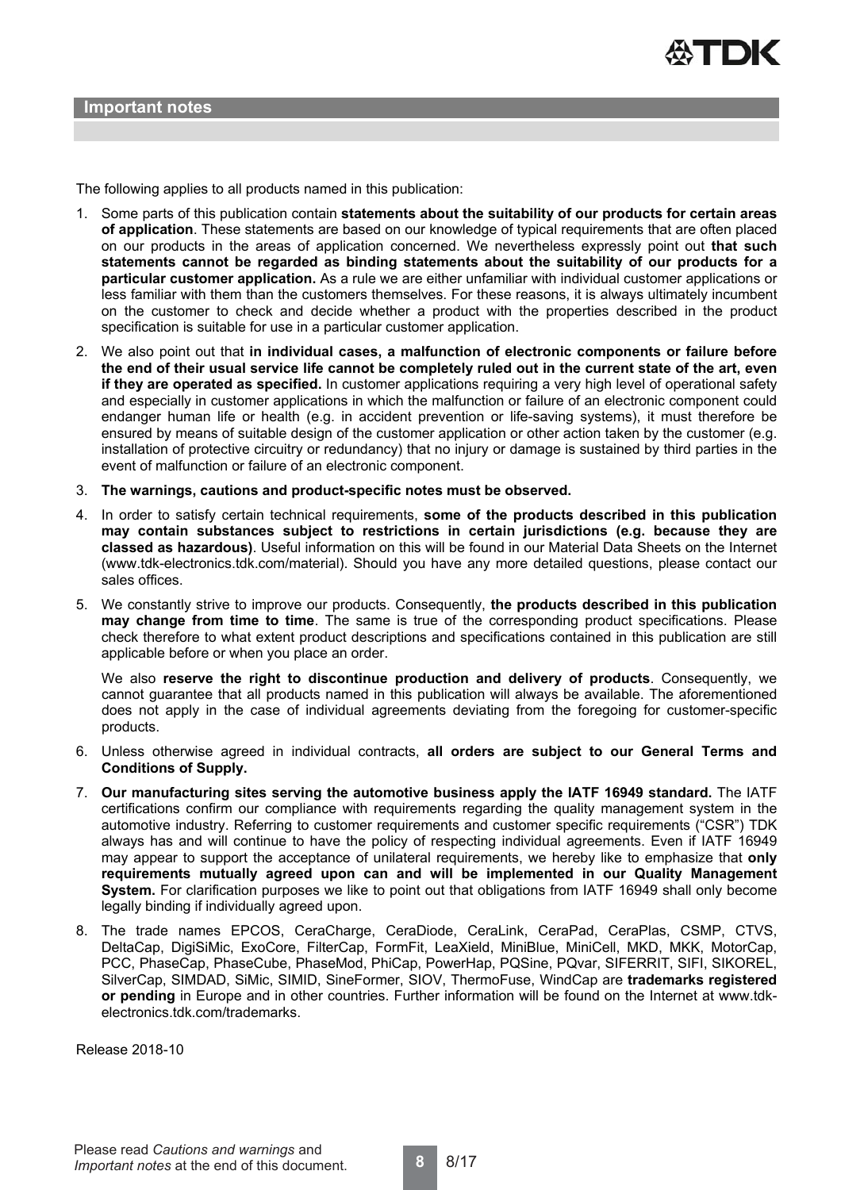## Important notes

The following applies to all products named in this publication:

1. Some parts of this publication contain **statements about the suitability of our products for certain areas of application**. These statements are based on our knowledge of typical requirements that are often placed on our products in the areas of application concerned. We nevertheless expressly point out **that such statements cannot be regarded as binding statements about the suitability of our products for a particular customer application.** As a rule we are either unfamiliar with individual customer applications or less familiar with them than the customers themselves. For these reasons, it is always ultimately incumbent on the customer to check and decide whether a product with the properties described in the product specification is suitable for use in a particular customer application.
2. We also point out that **in individual cases, a malfunction of electronic components or failure before the end of their usual service life cannot be completely ruled out in the current state of the art, even if they are operated as specified.** In customer applications requiring a very high level of operational safety and especially in customer applications in which the malfunction or failure of an electronic component could endanger human life or health (e.g. in accident prevention or life-saving systems), it must therefore be ensured by means of suitable design of the customer application or other action taken by the customer (e.g. installation of protective circuitry or redundancy) that no injury or damage is sustained by third parties in the event of malfunction or failure of an electronic component.
3. **The warnings, cautions and product-specific notes must be observed.**
4. In order to satisfy certain technical requirements, **some of the products described in this publication may contain substances subject to restrictions in certain jurisdictions (e.g. because they are classed as hazardous)**. Useful information on this will be found in our Material Data Sheets on the Internet (www.tdk-electronics.tdk.com/material). Should you have any more detailed questions, please contact our sales offices.
5. We constantly strive to improve our products. Consequently, **the products described in this publication may change from time to time**. The same is true of the corresponding product specifications. Please check therefore to what extent product descriptions and specifications contained in this publication are still applicable before or when you place an order.

   We also **reserve the right to discontinue production and delivery of products**. Consequently, we cannot guarantee that all products named in this publication will always be available. The aforementioned does not apply in the case of individual agreements deviating from the foregoing for customer-specific products.
6. Unless otherwise agreed in individual contracts, **all orders are subject to our General Terms and Conditions of Supply.**
7. **Our manufacturing sites serving the automotive business apply the IATF 16949 standard.** The IATF certifications confirm our compliance with requirements regarding the quality management system in the automotive industry. Referring to customer requirements and customer specific requirements ("CSR") TDK always has and will continue to have the policy of respecting individual agreements. Even if IATF 16949 may appear to support the acceptance of unilateral requirements, we hereby like to emphasize that **only requirements mutually agreed upon can and will be implemented in our Quality Management System.** For clarification purposes we like to point out that obligations from IATF 16949 shall only become legally binding if individually agreed upon.
8. The trade names EPCOS, CeraCharge, CeraDiode, CeraLink, CeraPad, CeraPlas, CSMP, CTVS, DeltaCap, DigiSiMic, ExoCore, FilterCap, FormFit, LeaXield, MiniBlue, MiniCell, MKD, MKK, MotorCap, PCC, PhaseCap, PhaseCube, PhaseMod, PhiCap, PowerHap, PQSine, PQvar, SIFERRIT, SIFI, SIKOREL, SilverCap, SIMDAD, SiMic, SIMID, SineFormer, SIOV, ThermoFuse, WindCap are **trademarks registered or pending** in Europe and in other countries. Further information will be found on the Internet at www.tdk-electronics.tdk.com/trademarks.

Release 2018-10